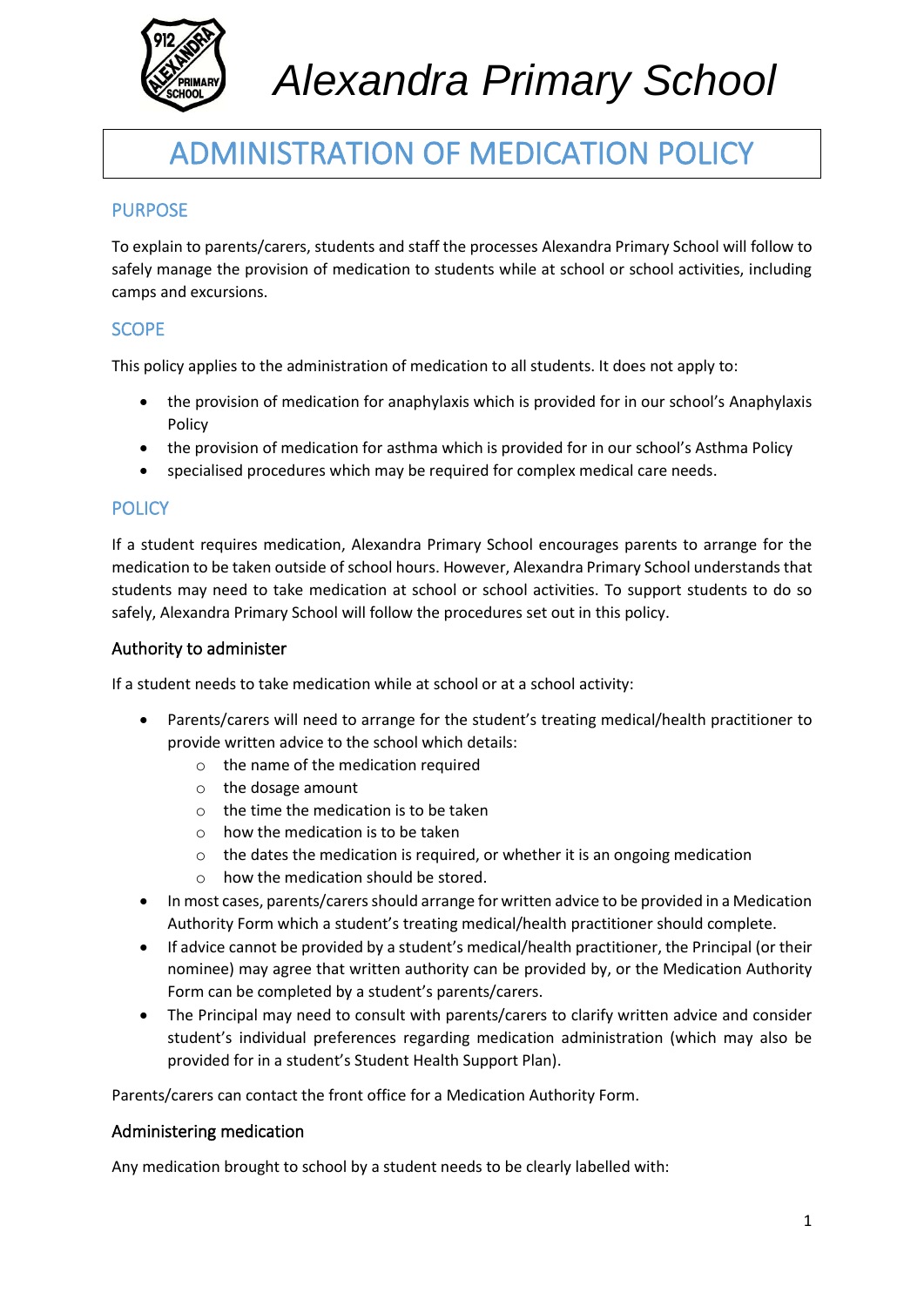# Alexandra Primary School

## ADMINISTRATION OF MEDICATION POLICY

### PURPOSE

To explain to parents/carers, students and staff the processes Alexandra Primary School will follow to safely manage the provision of medication to students while at school or school activities, including camps and excursions.

### SCOPE

This policy applies to the administration of medication to all students. It does not apply to:

- the provision of medication for anaphylaxis which is provided for in our school's Anaphylaxis Policy
- the provision of medication for asthma which is provided for in our school's Asthma Policy
- specialised procedures which may be required for complex medical care needs.

### POLICY

If a student requires medication, Alexandra Primary School encourages parents to arrange for the medication to be taken outside of school hours. However, Alexandra Primary School understands that students may need to take medication at school or school activities. To support students to do so safely, Alexandra Primary School will follow the procedures set out in this policy.

#### Authority to administer

If a student needs to take medication while at school or at a school activity:

- Parents/carers will need to arrange for the student's treating medical/health practitioner to provide written advice to the school which details:
  - the name of the medication required
  - the dosage amount
  - the time the medication is to be taken
  - how the medication is to be taken
  - the dates the medication is required, or whether it is an ongoing medication
  - how the medication should be stored.
- In most cases, parents/carers should arrange for written advice to be provided in a Medication Authority Form which a student's treating medical/health practitioner should complete.
- If advice cannot be provided by a student's medical/health practitioner, the Principal (or their nominee) may agree that written authority can be provided by, or the Medication Authority Form can be completed by a student's parents/carers.
- The Principal may need to consult with parents/carers to clarify written advice and consider student's individual preferences regarding medication administration (which may also be provided for in a student's Student Health Support Plan).

Parents/carers can contact the front office for a Medication Authority Form.

#### Administering medication

Any medication brought to school by a student needs to be clearly labelled with: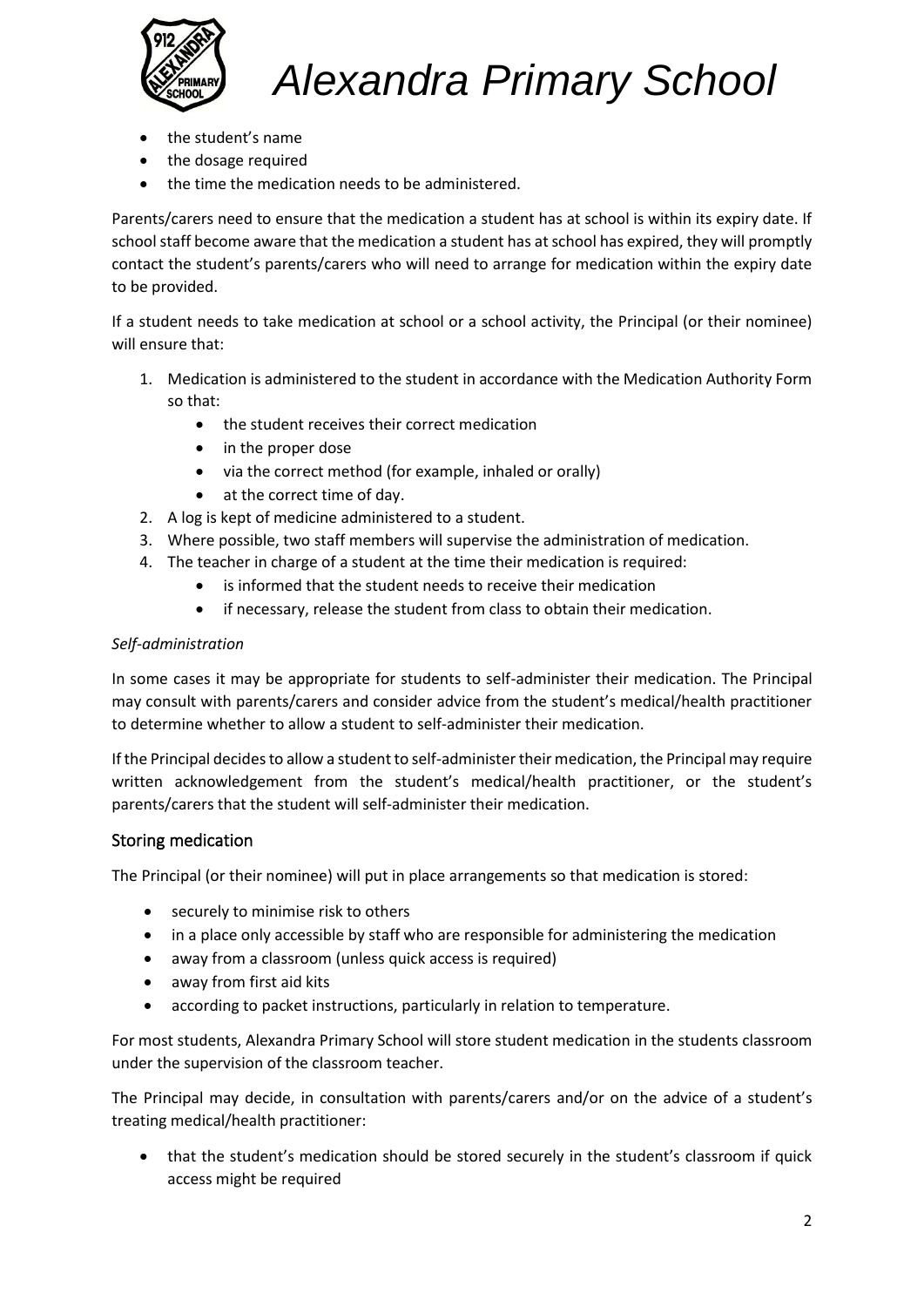- the student's name
- the dosage required
- the time the medication needs to be administered.

Parents/carers need to ensure that the medication a student has at school is within its expiry date. If school staff become aware that the medication a student has at school has expired, they will promptly contact the student's parents/carers who will need to arrange for medication within the expiry date to be provided.

If a student needs to take medication at school or a school activity, the Principal (or their nominee) will ensure that:

1. Medication is administered to the student in accordance with the Medication Authority Form so that:
    - the student receives their correct medication
    - in the proper dose
    - via the correct method (for example, inhaled or orally)
    - at the correct time of day.
2. A log is kept of medicine administered to a student.
3. Where possible, two staff members will supervise the administration of medication.
4. The teacher in charge of a student at the time their medication is required:
    - is informed that the student needs to receive their medication
    - if necessary, release the student from class to obtain their medication.

*Self-administration*

In some cases it may be appropriate for students to self-administer their medication. The Principal may consult with parents/carers and consider advice from the student's medical/health practitioner to determine whether to allow a student to self-administer their medication.

If the Principal decides to allow a student to self-administer their medication, the Principal may require written acknowledgement from the student's medical/health practitioner, or the student's parents/carers that the student will self-administer their medication.

## Storing medication

The Principal (or their nominee) will put in place arrangements so that medication is stored:

- securely to minimise risk to others
- in a place only accessible by staff who are responsible for administering the medication
- away from a classroom (unless quick access is required)
- away from first aid kits
- according to packet instructions, particularly in relation to temperature.

For most students, Alexandra Primary School will store student medication in the students classroom under the supervision of the classroom teacher.

The Principal may decide, in consultation with parents/carers and/or on the advice of a student's treating medical/health practitioner:

- that the student's medication should be stored securely in the student's classroom if quick access might be required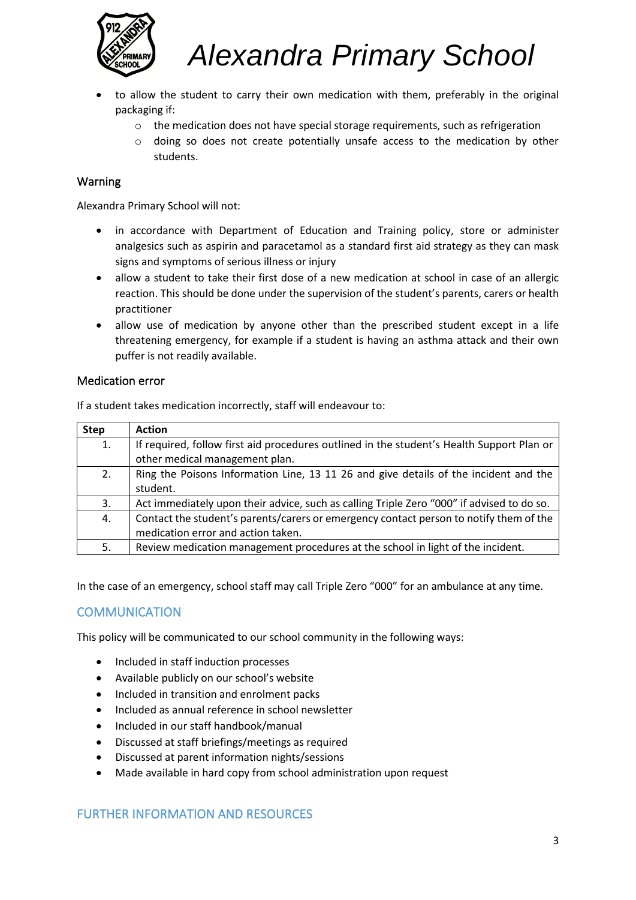- to allow the student to carry their own medication with them, preferably in the original packaging if:
  - the medication does not have special storage requirements, such as refrigeration
  - doing so does not create potentially unsafe access to the medication by other students.

### Warning

Alexandra Primary School will not:

- in accordance with Department of Education and Training policy, store or administer analgesics such as aspirin and paracetamol as a standard first aid strategy as they can mask signs and symptoms of serious illness or injury
- allow a student to take their first dose of a new medication at school in case of an allergic reaction. This should be done under the supervision of the student's parents, carers or health practitioner
- allow use of medication by anyone other than the prescribed student except in a life threatening emergency, for example if a student is having an asthma attack and their own puffer is not readily available.

### Medication error

If a student takes medication incorrectly, staff will endeavour to:

| Step | Action |
|---|---|
| 1. | If required, follow first aid procedures outlined in the student's Health Support Plan or other medical management plan. |
| 2. | Ring the Poisons Information Line, 13 11 26 and give details of the incident and the student. |
| 3. | Act immediately upon their advice, such as calling Triple Zero "000" if advised to do so. |
| 4. | Contact the student's parents/carers or emergency contact person to notify them of the medication error and action taken. |
| 5. | Review medication management procedures at the school in light of the incident. |

In the case of an emergency, school staff may call Triple Zero "000" for an ambulance at any time.

## COMMUNICATION

This policy will be communicated to our school community in the following ways:

- Included in staff induction processes
- Available publicly on our school's website
- Included in transition and enrolment packs
- Included as annual reference in school newsletter
- Included in our staff handbook/manual
- Discussed at staff briefings/meetings as required
- Discussed at parent information nights/sessions
- Made available in hard copy from school administration upon request

## FURTHER INFORMATION AND RESOURCES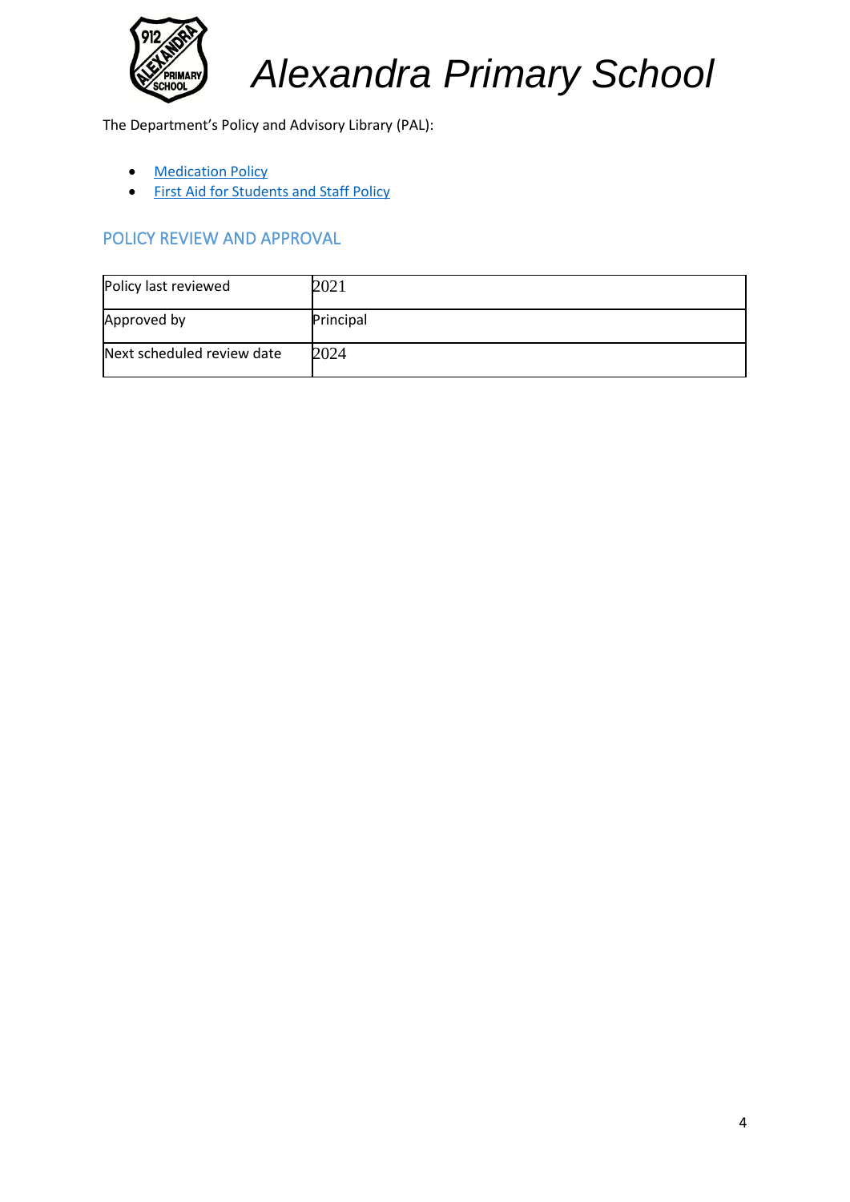The Department's Policy and Advisory Library (PAL):

- [Medication Policy]
- [First Aid for Students and Staff Policy]

## POLICY REVIEW AND APPROVAL

| | |
|---|---|
| Policy last reviewed | 2021 |
| Approved by | Principal |
| Next scheduled review date | 2024 |